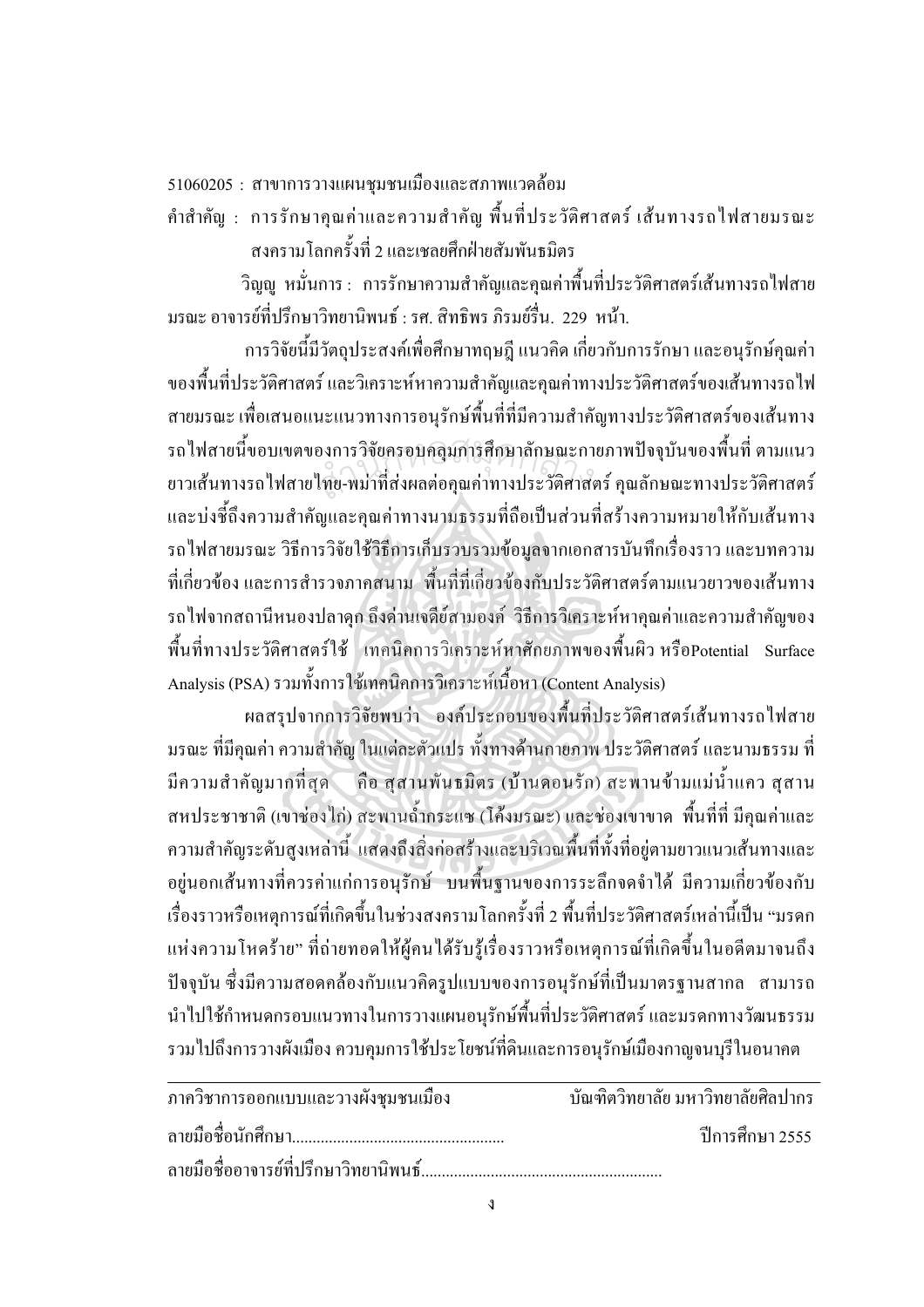51060205 : สาขาการวางแผนชุมชนเมืองและสภาพแวดล้อม

คำสำคัญ : การรักษาคุณค่าและความสำคัญ พื้นที่ประวัติศาสตร์ เส้นทางรถไฟสายมรณะ สงครามโลกครั้งที่ 2 และเชลยศึกฝ่ายสัมพันธมิตร

วิญญู หมั่นการ : การรักษาความสำคัญและคุณค่าพื้นที่ประวัติศาสตร์เส้นทางรถไฟสายมรณะ อาจารย์ที่ปรึกษาวิทยานิพนธ์ : รศ. สิทธิพร ภิรมย์รื่น. 229 หน้า.

การวิจัยนี้มีวัตถุประสงค์เพื่อศึกษาทฤษฎี แนวคิด เกี่ยวกับการรักษา และอนุรักษ์คุณค่าของพื้นที่ประวัติศาสตร์ และวิเคราะห์หาความสำคัญและคุณค่าทางประวัติศาสตร์ของเส้นทางรถไฟสายมรณะ เพื่อเสนอแนะแนวทางการอนุรักษ์พื้นที่ที่มีความสำคัญทางประวัติศาสตร์ของเส้นทางรถไฟสายนี้ขอบเขตของการวิจัยครอบคลุมการศึกษาลักษณะกายภาพปัจจุบันของพื้นที่ ตามแนวยาวเส้นทางรถไฟสายไทย-พม่าที่ส่งผลต่อคุณค่าทางประวัติศาสตร์ คุณลักษณะทางประวัติศาสตร์ และบ่งชี้ถึงความสำคัญและคุณค่าทางนามธรรมที่ถือเป็นส่วนที่สร้างความหมายให้กับเส้นทางรถไฟสายมรณะ วิธีการวิจัยใช้วิธีการเก็บรวบรวมข้อมูลจากเอกสารบันทึกเรื่องราว และบทความที่เกี่ยวข้อง และการสำรวจภาคสนาม พื้นที่ที่เกี่ยวข้องกับประวัติศาสตร์ตามแนวยาวของเส้นทางรถไฟจากสถานีหนองปลาดุก ถึงด่านเจดีย์สามองค์ วิธีการวิเคราะห์หาคุณค่าและความสำคัญของพื้นที่ทางประวัติศาสตร์ใช้ เทคนิคการวิเคราะห์หาศักยภาพของพื้นผิว หรือPotential Surface Analysis (PSA) รวมทั้งการใช้เทคนิคการวิเคราะห์เนื้อหา (Content Analysis)

ผลสรุปจากการวิจัยพบว่า องค์ประกอบของพื้นที่ประวัติศาสตร์เส้นทางรถไฟสายมรณะ ที่มีคุณค่า ความสำคัญ ในแต่ละตัวแปร ทั้งทางด้านกายภาพ ประวัติศาสตร์ และนามธรรม ที่มีความสำคัญมากที่สุด คือ สุสานพันธมิตร (บ้านดอนรัก) สะพานข้ามแม่น้ำแคว สุสานสหประชาชาติ (เขาช่องไก่) สะพานถ้ำกระแซ (โค้งมรณะ) และช่องเขาขาด พื้นที่ที่ มีคุณค่าและความสำคัญระดับสูงเหล่านี้ แสดงถึงสิ่งก่อสร้างและบริเวณพื้นที่ทั้งที่อยู่ตามยาวแนวเส้นทางและอยู่นอกเส้นทางที่ควรค่าแก่การอนุรักษ์ บนพื้นฐานของการระลึกจดจำได้ มีความเกี่ยวข้องกับเรื่องราวหรือเหตุการณ์ที่เกิดขึ้นในช่วงสงครามโลกครั้งที่ 2 พื้นที่ประวัติศาสตร์เหล่านี้เป็น "มรดกแห่งความโหดร้าย" ที่ถ่ายทอดให้ผู้คนได้รับรู้เรื่องราวหรือเหตุการณ์ที่เกิดขึ้นในอดีตมาจนถึงปัจจุบัน ซึ่งมีความสอดคล้องกับแนวคิดรูปแบบของการอนุรักษ์ที่เป็นมาตรฐานสากล สามารถนำไปใช้กำหนดกรอบแนวทางในการวางแผนอนุรักษ์พื้นที่ประวัติศาสตร์ และมรดกทางวัฒนธรรม รวมไปถึงการวางผังเมือง ควบคุมการใช้ประโยชน์ที่ดินและการอนุรักษ์เมืองกาญจนบุรีในอนาคต

---

ภาควิชาการออกแบบและวางผังชุมชนเมือง บัณฑิตวิทยาลัย มหาวิทยาลัยศิลปากร

ลายมือชื่อนักศึกษา........................................ ปีการศึกษา 2555

ลายมือชื่ออาจารย์ที่ปรึกษาวิทยานิพนธ์........................................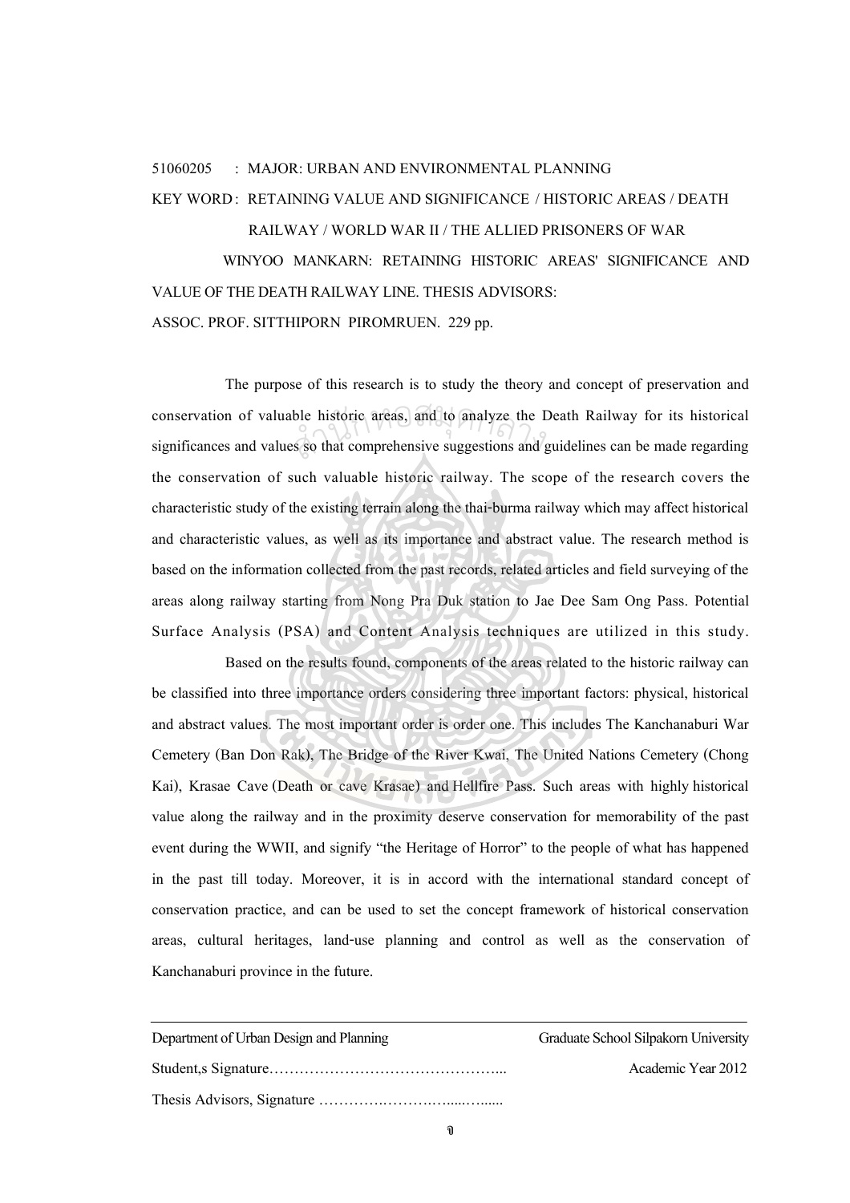51060205 : MAJOR: URBAN AND ENVIRONMENTAL PLANNING

KEY WORD : RETAINING VALUE AND SIGNIFICANCE / HISTORIC AREAS / DEATH RAILWAY / WORLD WAR II / THE ALLIED PRISONERS OF WAR

WINYOO MANKARN: RETAINING HISTORIC AREAS' SIGNIFICANCE AND VALUE OF THE DEATH RAILWAY LINE. THESIS ADVISORS: ASSOC. PROF. SITTHIPORN PIROMRUEN. 229 pp.

The purpose of this research is to study the theory and concept of preservation and conservation of valuable historic areas, and to analyze the Death Railway for its historical significances and values so that comprehensive suggestions and guidelines can be made regarding the conservation of such valuable historic railway. The scope of the research covers the characteristic study of the existing terrain along the thai-burma railway which may affect historical and characteristic values, as well as its importance and abstract value. The research method is based on the information collected from the past records, related articles and field surveying of the areas along railway starting from Nong Pra Duk station to Jae Dee Sam Ong Pass. Potential Surface Analysis (PSA) and Content Analysis techniques are utilized in this study.

Based on the results found, components of the areas related to the historic railway can be classified into three importance orders considering three important factors: physical, historical and abstract values. The most important order is order one. This includes The Kanchanaburi War Cemetery (Ban Don Rak), The Bridge of the River Kwai, The United Nations Cemetery (Chong Kai), Krasae Cave (Death or cave Krasae) and Hellfire Pass. Such areas with highly historical value along the railway and in the proximity deserve conservation for memorability of the past event during the WWII, and signify "the Heritage of Horror" to the people of what has happened in the past till today. Moreover, it is in accord with the international standard concept of conservation practice, and can be used to set the concept framework of historical conservation areas, cultural heritages, land-use planning and control as well as the conservation of Kanchanaburi province in the future.

Department of Urban Design and Planning Graduate School Silpakorn University

Student,s Signature………………………………………... Academic Year 2012

Thesis Advisors, Signature ………….……….…....….....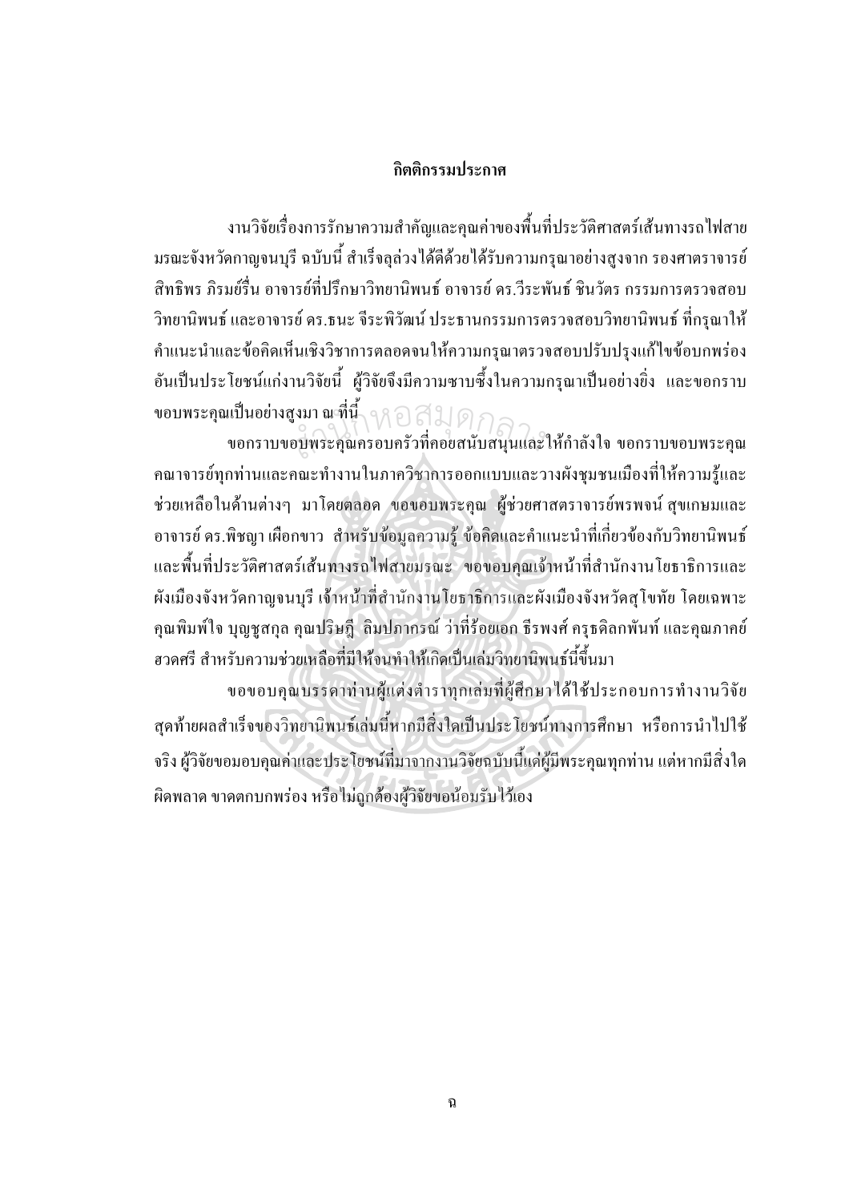**กิตติกรรมประกาศ**

งานวิจัยเรื่องการรักษาความสำคัญและคุณค่าของพื้นที่ประวัติศาสตร์เส้นทางรถไฟสายมรณะจังหวัดกาญจนบุรี ฉบับนี้ สำเร็จลุล่วงได้ดีด้วยได้รับความกรุณาอย่างสูงจาก รองศาสตราจารย์สิทธิพร ภิรมย์รื่น อาจารย์ที่ปรึกษาวิทยานิพนธ์ อาจารย์ ดร.วีระพันธ์ ชินวัตร กรรมการตรวจสอบวิทยานิพนธ์ และอาจารย์ ดร.ธนะ จีระพิวัฒน์ ประธานกรรมการตรวจสอบวิทยานิพนธ์ ที่กรุณาให้คำแนะนำและข้อคิดเห็นเชิงวิชาการตลอดจนให้ความกรุณาตรวจสอบปรับปรุงแก้ไขข้อบกพร่องอันเป็นประโยชน์แก่งานวิจัยนี้ ผู้วิจัยจึงมีความซาบซึ้งในความกรุณาเป็นอย่างยิ่ง และขอกราบขอบพระคุณเป็นอย่างสูงมา ณ ที่นี้

ขอกราบขอบพระคุณครอบครัวที่คอยสนับสนุนและให้กำลังใจ ขอกราบขอบพระคุณคณาจารย์ทุกท่านและคณะทำงานในภาควิชาการออกแบบและวางผังชุมชนเมืองที่ให้ความรู้และช่วยเหลือในด้านต่างๆ มาโดยตลอด ขอขอบพระคุณ ผู้ช่วยศาสตราจารย์พรพจน์ สุขเกษมและอาจารย์ ดร.พิชญา เผือกขาว สำหรับข้อมูลความรู้ ข้อคิดและคำแนะนำที่เกี่ยวข้องกับวิทยานิพนธ์และพื้นที่ประวัติศาสตร์เส้นทางรถไฟสายมรณะ ขอขอบคุณเจ้าหน้าที่สำนักงานโยธาธิการและผังเมืองจังหวัดกาญจนบุรี เจ้าหน้าที่สำนักงานโยธาธิการและผังเมืองจังหวัดสุโขทัย โดยเฉพาะคุณพิมพ์ใจ บุญชูสกุล คุณปริษฎี ลิมปภากรณ์ ว่าที่ร้อยเอก ธีรพงศ์ ครุธดิลกพันท์ และคุณภาคย์ ฮวดศรี สำหรับความช่วยเหลือที่มีให้จนทำให้เกิดเป็นเล่มวิทยานิพนธ์นี้ขึ้นมา

ขอขอบคุณบรรดาท่านผู้แต่งตำราทุกเล่มที่ผู้ศึกษาได้ใช้ประกอบการทำงานวิจัย สุดท้ายผลสำเร็จของวิทยานิพนธ์เล่มนี้หากมีสิ่งใดเป็นประโยชน์ทางการศึกษา หรือการนำไปใช้จริง ผู้วิจัยขอมอบคุณค่าและประโยชน์ที่มาจากงานวิจัยฉบับนี้แด่ผู้มีพระคุณทุกท่าน แต่หากมีสิ่งใดผิดพลาด ขาดตกบกพร่อง หรือไม่ถูกต้องผู้วิจัยขอน้อมรับไว้เอง